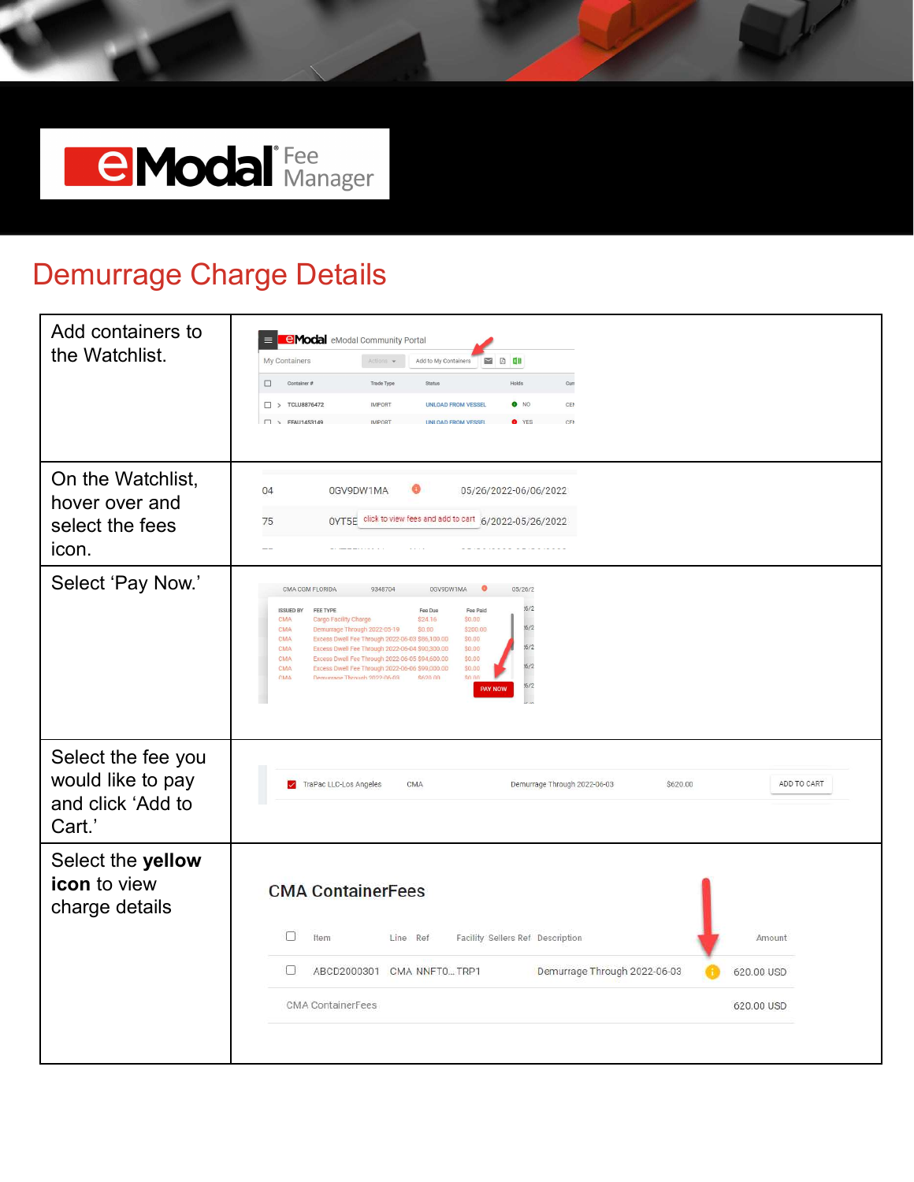# eModal Fee Manager

## Demurrage Charge Details

| | |
|---|---|
| Add containers to the Watchlist. | |
| On the Watchlist, hover over and select the fees icon. | |
| Select 'Pay Now.' | |
| Select the fee you would like to pay and click 'Add to Cart.' | |
| Select the **yellow icon** to view charge details | |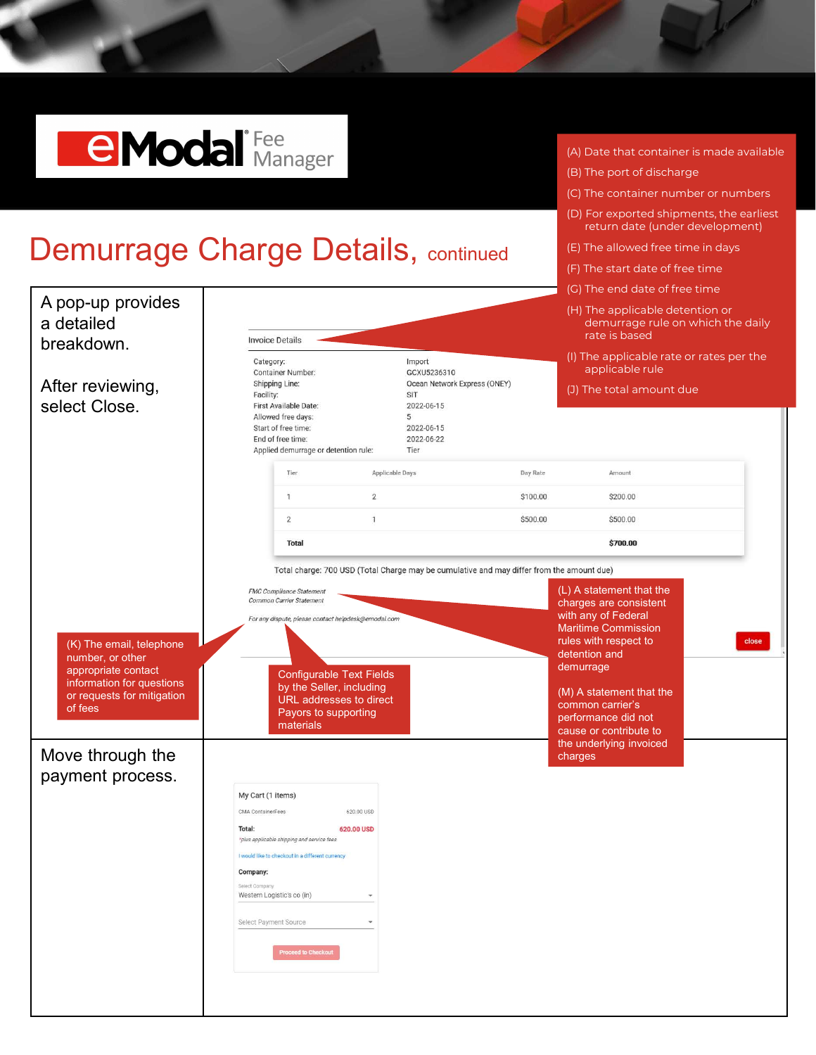# Demurrage Charge Details, continued

- (A) Date that container is made available
- (B) The port of discharge
- (C) The container number or numbers
- (D) For exported shipments, the earliest return date (under development)
- (E) The allowed free time in days
- (F) The start date of free time
- (G) The end date of free time
- (H) The applicable detention or demurrage rule on which the daily rate is based
- (I) The applicable rate or rates per the applicable rule
- (J) The total amount due

A pop-up provides a detailed breakdown.

After reviewing, select Close.

**Invoice Details**

| | |
|---|---|
| Category: | Import |
| Container Number: | GCXU5236310 |
| Shipping Line: | Ocean Network Express (ONEY) |
| Facility: | SIT |
| First Available Date: | 2022-06-15 |
| Allowed free days: | 5 |
| Start of free time: | 2022-06-15 |
| End of free time: | 2022-06-22 |
| Applied demurrage or detention rule: | Tier |

| Tier | Applicable Days | Day Rate | Amount |
|---|---|---|---|
| 1 | 2 | $100.00 | $200.00 |
| 2 | 1 | $500.00 | $500.00 |
| **Total** | | | **$700.00** |

Total charge: 700 USD (Total Charge may be cumulative and may differ from the amount due)

*FMC Compliance Statement*
*Common Carrier Statement*

*For any dispute, please contact helpdesk@emodal.com*

close

(K) The email, telephone number, or other appropriate contact information for questions or requests for mitigation of fees

Configurable Text Fields by the Seller, including URL addresses to direct Payors to supporting materials

(L) A statement that the charges are consistent with any of Federal Maritime Commission rules with respect to detention and demurrage

(M) A statement that the common carrier's performance did not cause or contribute to the underlying invoiced charges

Move through the payment process.

My Cart (1 items)

CMA ContainerFees 620.00 USD

Total: 620.00 USD

*plus applicable shipping and service fees

I would like to checkout in a different currency

**Company:**

Select Company
Western Logistic's co (in)

Select Payment Source

Proceed to Checkout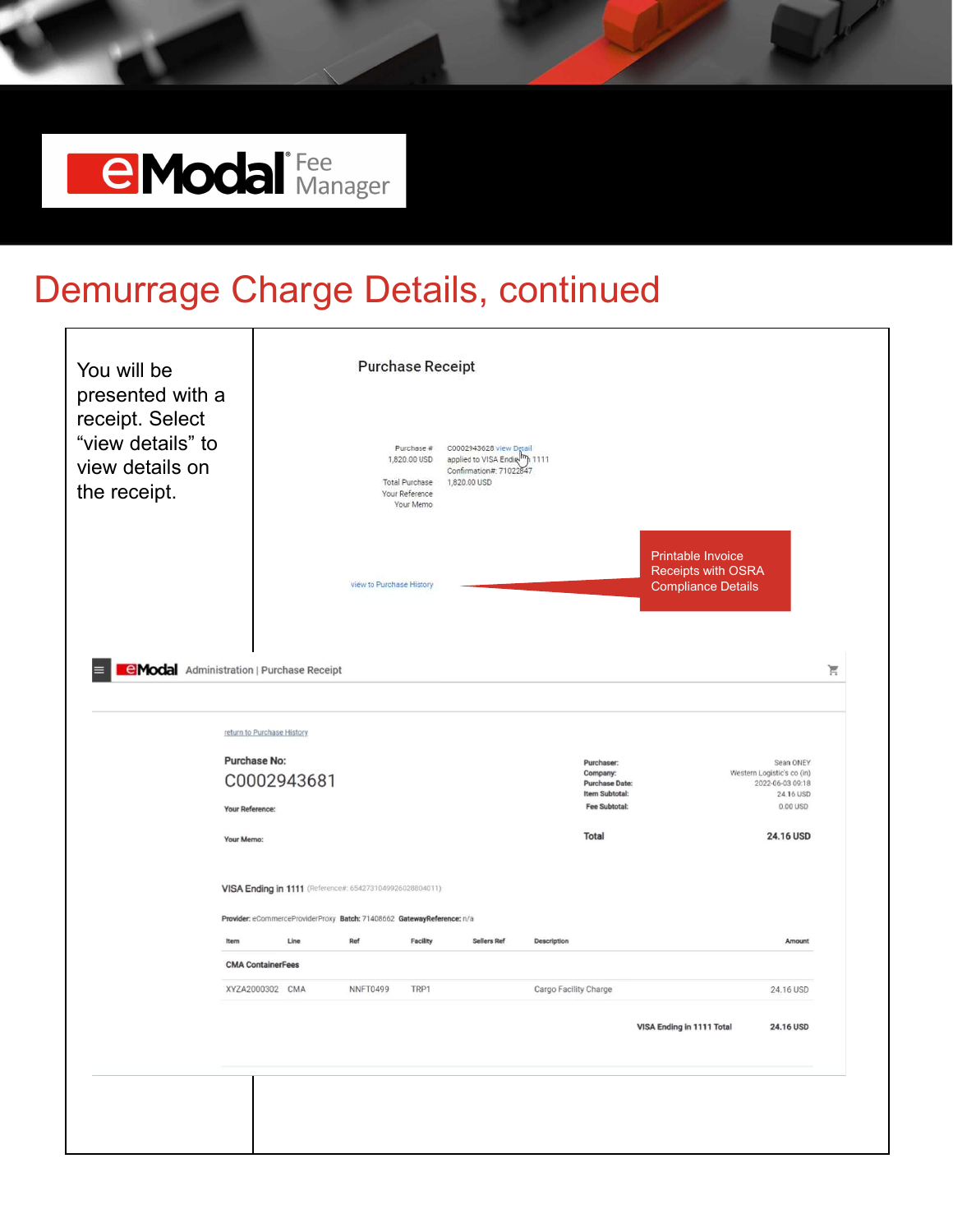eModal Fee Manager

# Demurrage Charge Details, continued

You will be presented with a receipt. Select "view details" to view details on the receipt.

Purchase Receipt

Purchase # C0002943628 view Detail
1,820.00 USD applied to VISA Ending 1111
Confirmation#: 71022847
Total Purchase 1,820.00 USD
Your Reference
Your Memo

view to Purchase History

Printable Invoice Receipts with OSRA Compliance Details

eModal Administration | Purchase Receipt

return to Purchase History

**Purchase No:**
C0002943681

**Your Reference:**

**Your Memo:**

| | |
|---|---|
| **Purchaser:** | Sean ONEY |
| **Company:** | Western Logistic's co (in) |
| **Purchase Date:** | 2022-06-03 09:18 |
| **Item Subtotal:** | 24.16 USD |
| **Fee Subtotal:** | 0.00 USD |
| **Total** | **24.16 USD** |

VISA Ending in 1111 (Reference#: 6542731049926028804011)

**Provider:** eCommerceProviderProxy **Batch:** 71408662 **GatewayReference:** n/a

| Item | Line | Ref | Facility | Sellers Ref | Description | Amount |
|---|---|---|---|---|---|---|
| **CMA ContainerFees** | | | | | | |
| XYZA2000302 | CMA | NNFT0499 | TRP1 | | Cargo Facility Charge | 24.16 USD |
| | | | | | **VISA Ending in 1111 Total** | **24.16 USD** |